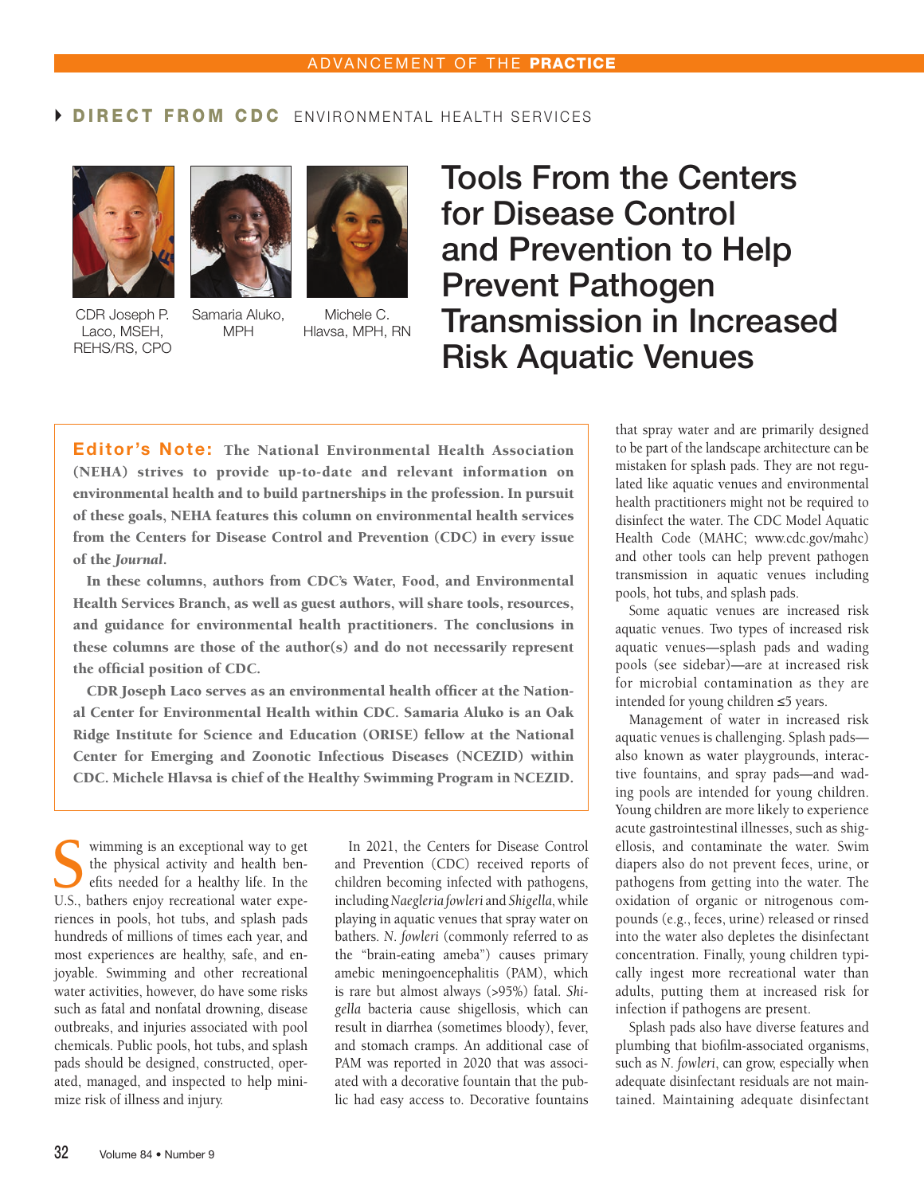ADVANCEMENT OF THE **PRACTICE**

**DIRECT FROM CDC** ENVIRONMENTAL HEALTH SERVICES

CDR Joseph P. Laco, MSEH, REHS/RS, CPO

Samaria Aluko, MPH

Michele C. Hlavsa, MPH, RN

# Tools From the Centers for Disease Control and Prevention to Help Prevent Pathogen Transmission in Increased Risk Aquatic Venues

**Editor's Note: The National Environmental Health Association (NEHA) strives to provide up-to-date and relevant information on environmental health and to build partnerships in the profession. In pursuit of these goals, NEHA features this column on environmental health services from the Centers for Disease Control and Prevention (CDC) in every issue of the *Journal*.**

**In these columns, authors from CDC's Water, Food, and Environmental Health Services Branch, as well as guest authors, will share tools, resources, and guidance for environmental health practitioners. The conclusions in these columns are those of the author(s) and do not necessarily represent the official position of CDC.**

**CDR Joseph Laco serves as an environmental health officer at the National Center for Environmental Health within CDC. Samaria Aluko is an Oak Ridge Institute for Science and Education (ORISE) fellow at the National Center for Emerging and Zoonotic Infectious Diseases (NCEZID) within CDC. Michele Hlavsa is chief of the Healthy Swimming Program in NCEZID.**

Swimming is an exceptional way to get the physical activity and health benefits needed for a healthy life. In the U.S., bathers enjoy recreational water experiences in pools, hot tubs, and splash pads hundreds of millions of times each year, and most experiences are healthy, safe, and enjoyable. Swimming and other recreational water activities, however, do have some risks such as fatal and nonfatal drowning, disease outbreaks, and injuries associated with pool chemicals. Public pools, hot tubs, and splash pads should be designed, constructed, operated, managed, and inspected to help minimize risk of illness and injury.

In 2021, the Centers for Disease Control and Prevention (CDC) received reports of children becoming infected with pathogens, including *Naegleria fowleri* and *Shigella*, while playing in aquatic venues that spray water on bathers. *N. fowleri* (commonly referred to as the "brain-eating ameba") causes primary amebic meningoencephalitis (PAM), which is rare but almost always (>95%) fatal. *Shigella* bacteria cause shigellosis, which can result in diarrhea (sometimes bloody), fever, and stomach cramps. An additional case of PAM was reported in 2020 that was associated with a decorative fountain that the public had easy access to. Decorative fountains that spray water and are primarily designed to be part of the landscape architecture can be mistaken for splash pads. They are not regulated like aquatic venues and environmental health practitioners might not be required to disinfect the water. The CDC Model Aquatic Health Code (MAHC; www.cdc.gov/mahc) and other tools can help prevent pathogen transmission in aquatic venues including pools, hot tubs, and splash pads.

Some aquatic venues are increased risk aquatic venues. Two types of increased risk aquatic venues—splash pads and wading pools (see sidebar)—are at increased risk for microbial contamination as they are intended for young children ≤5 years.

Management of water in increased risk aquatic venues is challenging. Splash pads—also known as water playgrounds, interactive fountains, and spray pads—and wading pools are intended for young children. Young children are more likely to experience acute gastrointestinal illnesses, such as shigellosis, and contaminate the water. Swim diapers also do not prevent feces, urine, or pathogens from getting into the water. The oxidation of organic or nitrogenous compounds (e.g., feces, urine) released or rinsed into the water also depletes the disinfectant concentration. Finally, young children typically ingest more recreational water than adults, putting them at increased risk for infection if pathogens are present.

Splash pads also have diverse features and plumbing that biofilm-associated organisms, such as *N. fowleri*, can grow, especially when adequate disinfectant residuals are not maintained. Maintaining adequate disinfectant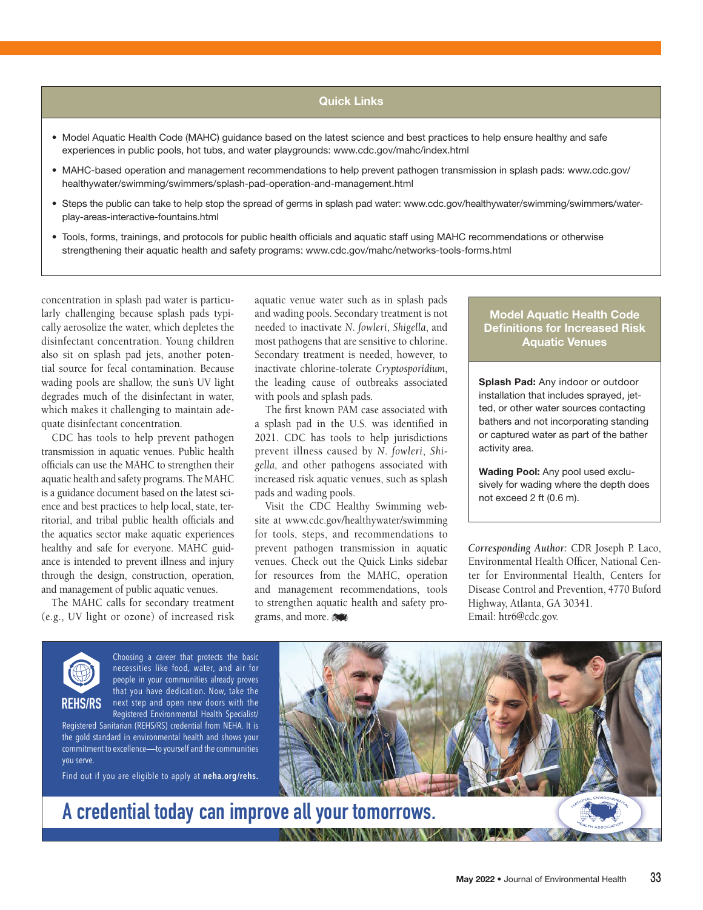## Quick Links

- Model Aquatic Health Code (MAHC) guidance based on the latest science and best practices to help ensure healthy and safe experiences in public pools, hot tubs, and water playgrounds: www.cdc.gov/mahc/index.html
- MAHC-based operation and management recommendations to help prevent pathogen transmission in splash pads: www.cdc.gov/healthywater/swimming/swimmers/splash-pad-operation-and-management.html
- Steps the public can take to help stop the spread of germs in splash pad water: www.cdc.gov/healthywater/swimming/swimmers/water-play-areas-interactive-fountains.html
- Tools, forms, trainings, and protocols for public health officials and aquatic staff using MAHC recommendations or otherwise strengthening their aquatic health and safety programs: www.cdc.gov/mahc/networks-tools-forms.html

concentration in splash pad water is particularly challenging because splash pads typically aerosolize the water, which depletes the disinfectant concentration. Young children also sit on splash pad jets, another potential source for fecal contamination. Because wading pools are shallow, the sun's UV light degrades much of the disinfectant in water, which makes it challenging to maintain adequate disinfectant concentration.

CDC has tools to help prevent pathogen transmission in aquatic venues. Public health officials can use the MAHC to strengthen their aquatic health and safety programs. The MAHC is a guidance document based on the latest science and best practices to help local, state, territorial, and tribal public health officials and the aquatics sector make aquatic experiences healthy and safe for everyone. MAHC guidance is intended to prevent illness and injury through the design, construction, operation, and management of public aquatic venues.

The MAHC calls for secondary treatment (e.g., UV light or ozone) of increased risk aquatic venue water such as in splash pads and wading pools. Secondary treatment is not needed to inactivate *N. fowleri*, *Shigella*, and most pathogens that are sensitive to chlorine. Secondary treatment is needed, however, to inactivate chlorine-tolerate *Cryptosporidium*, the leading cause of outbreaks associated with pools and splash pads.

The first known PAM case associated with a splash pad in the U.S. was identified in 2021. CDC has tools to help jurisdictions prevent illness caused by *N. fowleri*, *Shigella*, and other pathogens associated with increased risk aquatic venues, such as splash pads and wading pools.

Visit the CDC Healthy Swimming website at www.cdc.gov/healthywater/swimming for tools, steps, and recommendations to prevent pathogen transmission in aquatic venues. Check out the Quick Links sidebar for resources from the MAHC, operation and management recommendations, tools to strengthen aquatic health and safety programs, and more.

## Model Aquatic Health Code Definitions for Increased Risk Aquatic Venues

**Splash Pad:** Any indoor or outdoor installation that includes sprayed, jetted, or other water sources contacting bathers and not incorporating standing or captured water as part of the bather activity area.

**Wading Pool:** Any pool used exclusively for wading where the depth does not exceed 2 ft (0.6 m).

*Corresponding Author:* CDR Joseph P. Laco, Environmental Health Officer, National Center for Environmental Health, Centers for Disease Control and Prevention, 4770 Buford Highway, Atlanta, GA 30341.
Email: htr6@cdc.gov.

REHS/RS

Choosing a career that protects the basic necessities like food, water, and air for people in your communities already proves that you have dedication. Now, take the next step and open new doors with the Registered Environmental Health Specialist/Registered Sanitarian (REHS/RS) credential from NEHA. It is the gold standard in environmental health and shows your commitment to excellence—to yourself and the communities you serve.

Find out if you are eligible to apply at **neha.org/rehs.**

**A credential today can improve all your tomorrows.**